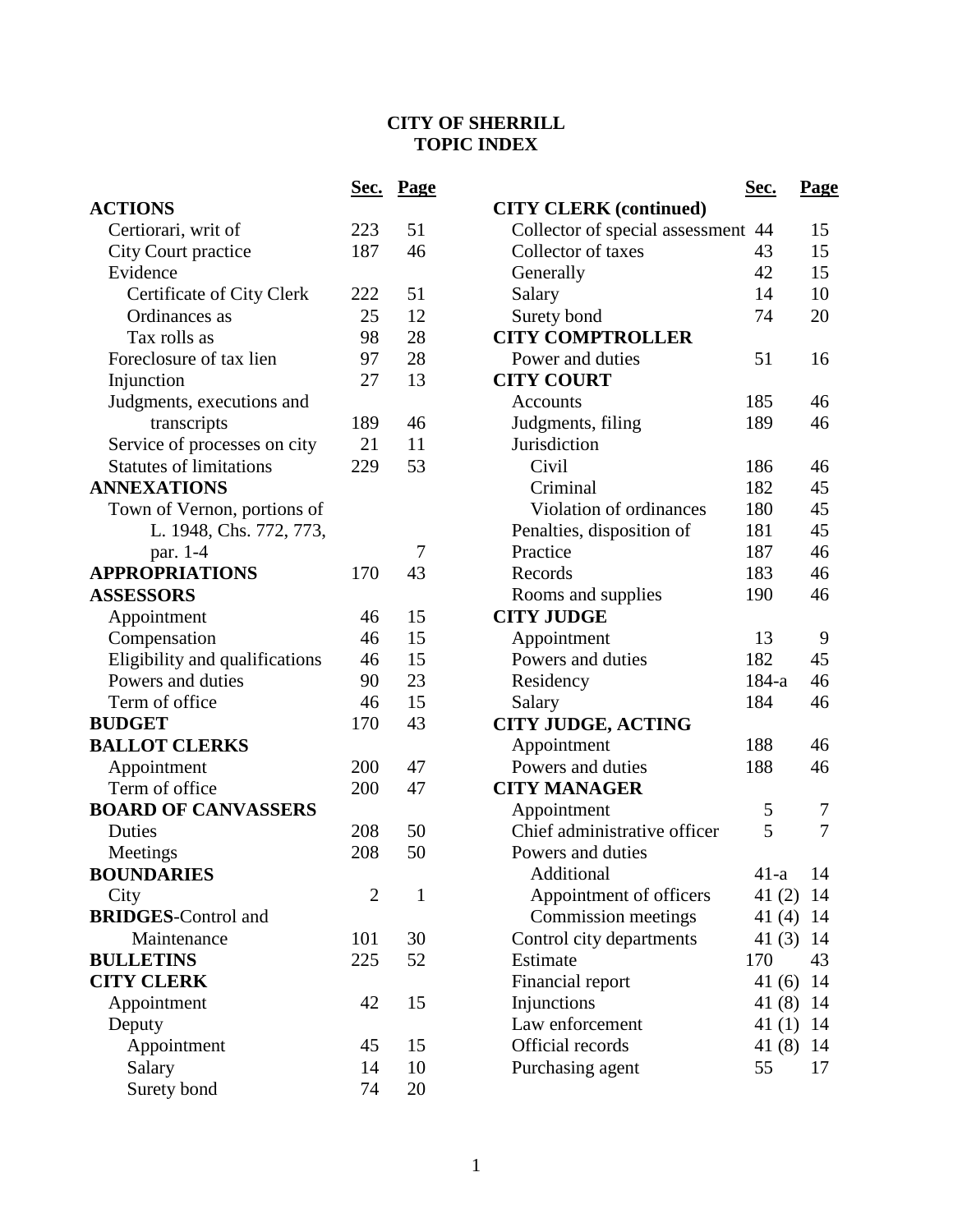# CITY OF SHERRILL
## TOPIC INDEX

| | Sec. | Page |
|---|---|---|
| **ACTIONS** | | |
| Certiorari, writ of | 223 | 51 |
| City Court practice | 187 | 46 |
| Evidence | | |
| Certificate of City Clerk | 222 | 51 |
| Ordinances as | 25 | 12 |
| Tax rolls as | 98 | 28 |
| Foreclosure of tax lien | 97 | 28 |
| Injunction | 27 | 13 |
| Judgments, executions and transcripts | 189 | 46 |
| Service of processes on city | 21 | 11 |
| Statutes of limitations | 229 | 53 |
| **ANNEXATIONS** | | |
| Town of Vernon, portions of L. 1948, Chs. 772, 773, par. 1-4 | | 7 |
| **APPROPRIATIONS** | 170 | 43 |
| **ASSESSORS** | | |
| Appointment | 46 | 15 |
| Compensation | 46 | 15 |
| Eligibility and qualifications | 46 | 15 |
| Powers and duties | 90 | 23 |
| Term of office | 46 | 15 |
| **BUDGET** | 170 | 43 |
| **BALLOT CLERKS** | | |
| Appointment | 200 | 47 |
| Term of office | 200 | 47 |
| **BOARD OF CANVASSERS** | | |
| Duties | 208 | 50 |
| Meetings | 208 | 50 |
| **BOUNDARIES** | | |
| City | 2 | 1 |
| **BRIDGES**-Control and Maintenance | 101 | 30 |
| **BULLETINS** | 225 | 52 |
| **CITY CLERK** | | |
| Appointment | 42 | 15 |
| Deputy | | |
| Appointment | 45 | 15 |
| Salary | 14 | 10 |
| Surety bond | 74 | 20 |
| **CITY CLERK (continued)** | | |
| Collector of special assessment | 44 | 15 |
| Collector of taxes | 43 | 15 |
| Generally | 42 | 15 |
| Salary | 14 | 10 |
| Surety bond | 74 | 20 |
| **CITY COMPTROLLER** | | |
| Power and duties | 51 | 16 |
| **CITY COURT** | | |
| Accounts | 185 | 46 |
| Judgments, filing | 189 | 46 |
| Jurisdiction | | |
| Civil | 186 | 46 |
| Criminal | 182 | 45 |
| Violation of ordinances | 180 | 45 |
| Penalties, disposition of | 181 | 45 |
| Practice | 187 | 46 |
| Records | 183 | 46 |
| Rooms and supplies | 190 | 46 |
| **CITY JUDGE** | | |
| Appointment | 13 | 9 |
| Powers and duties | 182 | 45 |
| Residency | 184-a | 46 |
| Salary | 184 | 46 |
| **CITY JUDGE, ACTING** | | |
| Appointment | 188 | 46 |
| Powers and duties | 188 | 46 |
| **CITY MANAGER** | | |
| Appointment | 5 | 7 |
| Chief administrative officer | 5 | 7 |
| Powers and duties | | |
| Additional | 41-a | 14 |
| Appointment of officers | 41 (2) | 14 |
| Commission meetings | 41 (4) | 14 |
| Control city departments | 41 (3) | 14 |
| Estimate | 170 | 43 |
| Financial report | 41 (6) | 14 |
| Injunctions | 41 (8) | 14 |
| Law enforcement | 41 (1) | 14 |
| Official records | 41 (8) | 14 |
| Purchasing agent | 55 | 17 |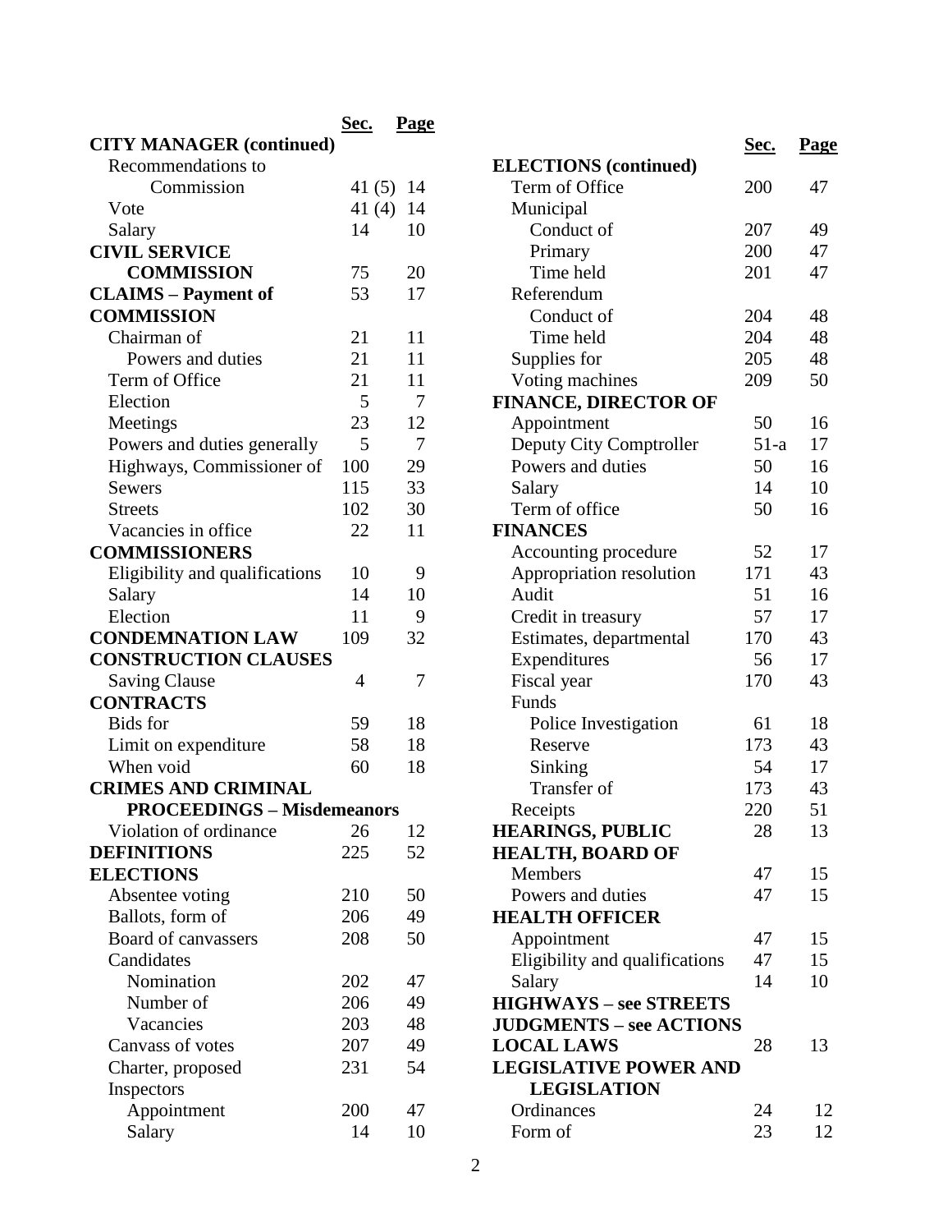| | Sec. | Page |
|---|---|---|
| **CITY MANAGER (continued)** | | |
| Recommendations to Commission | 41 (5) | 14 |
| Vote | 41 (4) | 14 |
| Salary | 14 | 10 |
| **CIVIL SERVICE COMMISSION** | 75 | 20 |
| **CLAIMS – Payment of** | 53 | 17 |
| **COMMISSION** | | |
| Chairman of | 21 | 11 |
| Powers and duties | 21 | 11 |
| Term of Office | 21 | 11 |
| Election | 5 | 7 |
| Meetings | 23 | 12 |
| Powers and duties generally | 5 | 7 |
| Highways, Commissioner of | 100 | 29 |
| Sewers | 115 | 33 |
| Streets | 102 | 30 |
| Vacancies in office | 22 | 11 |
| **COMMISSIONERS** | | |
| Eligibility and qualifications | 10 | 9 |
| Salary | 14 | 10 |
| Election | 11 | 9 |
| **CONDEMNATION LAW** | 109 | 32 |
| **CONSTRUCTION CLAUSES** | | |
| Saving Clause | 4 | 7 |
| **CONTRACTS** | | |
| Bids for | 59 | 18 |
| Limit on expenditure | 58 | 18 |
| When void | 60 | 18 |
| **CRIMES AND CRIMINAL PROCEEDINGS – Misdemeanors** | | |
| Violation of ordinance | 26 | 12 |
| **DEFINITIONS** | 225 | 52 |
| **ELECTIONS** | | |
| Absentee voting | 210 | 50 |
| Ballots, form of | 206 | 49 |
| Board of canvassers | 208 | 50 |
| Candidates | | |
| Nomination | 202 | 47 |
| Number of | 206 | 49 |
| Vacancies | 203 | 48 |
| Canvass of votes | 207 | 49 |
| Charter, proposed | 231 | 54 |
| Inspectors | | |
| Appointment | 200 | 47 |
| Salary | 14 | 10 |

| | Sec. | Page |
|---|---|---|
| **ELECTIONS (continued)** | | |
| Term of Office | 200 | 47 |
| Municipal | | |
| Conduct of | 207 | 49 |
| Primary | 200 | 47 |
| Time held | 201 | 47 |
| Referendum | | |
| Conduct of | 204 | 48 |
| Time held | 204 | 48 |
| Supplies for | 205 | 48 |
| Voting machines | 209 | 50 |
| **FINANCE, DIRECTOR OF** | | |
| Appointment | 50 | 16 |
| Deputy City Comptroller | 51-a | 17 |
| Powers and duties | 50 | 16 |
| Salary | 14 | 10 |
| Term of office | 50 | 16 |
| **FINANCES** | | |
| Accounting procedure | 52 | 17 |
| Appropriation resolution | 171 | 43 |
| Audit | 51 | 16 |
| Credit in treasury | 57 | 17 |
| Estimates, departmental | 170 | 43 |
| Expenditures | 56 | 17 |
| Fiscal year | 170 | 43 |
| Funds | | |
| Police Investigation | 61 | 18 |
| Reserve | 173 | 43 |
| Sinking | 54 | 17 |
| Transfer of | 173 | 43 |
| Receipts | 220 | 51 |
| **HEARINGS, PUBLIC** | 28 | 13 |
| **HEALTH, BOARD OF** | | |
| Members | 47 | 15 |
| Powers and duties | 47 | 15 |
| **HEALTH OFFICER** | | |
| Appointment | 47 | 15 |
| Eligibility and qualifications | 47 | 15 |
| Salary | 14 | 10 |
| **HIGHWAYS – see STREETS** | | |
| **JUDGMENTS – see ACTIONS** | | |
| **LOCAL LAWS** | 28 | 13 |
| **LEGISLATIVE POWER AND LEGISLATION** | | |
| Ordinances | 24 | 12 |
| Form of | 23 | 12 |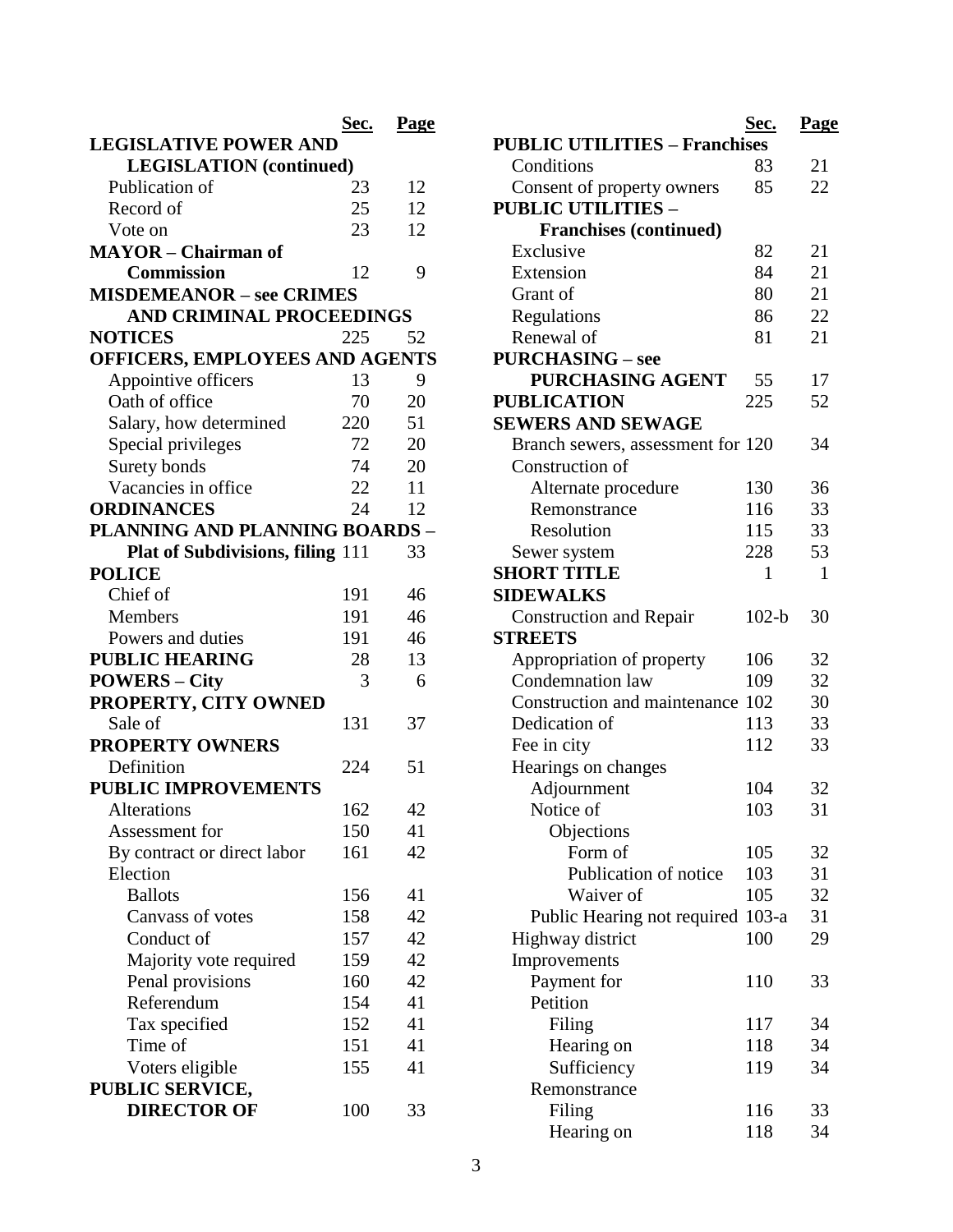| | Sec. | Page |
|---|---|---|
| **LEGISLATIVE POWER AND LEGISLATION (continued)** | | |
| Publication of | 23 | 12 |
| Record of | 25 | 12 |
| Vote on | 23 | 12 |
| **MAYOR – Chairman of Commission** | 12 | 9 |
| **MISDEMEANOR – see CRIMES AND CRIMINAL PROCEEDINGS** | | |
| **NOTICES** | 225 | 52 |
| **OFFICERS, EMPLOYEES AND AGENTS** | | |
| Appointive officers | 13 | 9 |
| Oath of office | 70 | 20 |
| Salary, how determined | 220 | 51 |
| Special privileges | 72 | 20 |
| Surety bonds | 74 | 20 |
| Vacancies in office | 22 | 11 |
| **ORDINANCES** | 24 | 12 |
| **PLANNING AND PLANNING BOARDS – Plat of Subdivisions, filing** | 111 | 33 |
| **POLICE** | | |
| Chief of | 191 | 46 |
| Members | 191 | 46 |
| Powers and duties | 191 | 46 |
| **PUBLIC HEARING** | 28 | 13 |
| **POWERS – City** | 3 | 6 |
| **PROPERTY, CITY OWNED** | | |
| Sale of | 131 | 37 |
| **PROPERTY OWNERS** | | |
| Definition | 224 | 51 |
| **PUBLIC IMPROVEMENTS** | | |
| Alterations | 162 | 42 |
| Assessment for | 150 | 41 |
| By contract or direct labor | 161 | 42 |
| Election | | |
| Ballots | 156 | 41 |
| Canvass of votes | 158 | 42 |
| Conduct of | 157 | 42 |
| Majority vote required | 159 | 42 |
| Penal provisions | 160 | 42 |
| Referendum | 154 | 41 |
| Tax specified | 152 | 41 |
| Time of | 151 | 41 |
| Voters eligible | 155 | 41 |
| **PUBLIC SERVICE, DIRECTOR OF** | 100 | 33 |
| **PUBLIC UTILITIES – Franchises** | | |
| Conditions | 83 | 21 |
| Consent of property owners | 85 | 22 |
| **PUBLIC UTILITIES – Franchises (continued)** | | |
| Exclusive | 82 | 21 |
| Extension | 84 | 21 |
| Grant of | 80 | 21 |
| Regulations | 86 | 22 |
| Renewal of | 81 | 21 |
| **PURCHASING – see PURCHASING AGENT** | 55 | 17 |
| **PUBLICATION** | 225 | 52 |
| **SEWERS AND SEWAGE** | | |
| Branch sewers, assessment for | 120 | 34 |
| Construction of | | |
| Alternate procedure | 130 | 36 |
| Remonstrance | 116 | 33 |
| Resolution | 115 | 33 |
| Sewer system | 228 | 53 |
| **SHORT TITLE** | 1 | 1 |
| **SIDEWALKS** | | |
| Construction and Repair | 102-b | 30 |
| **STREETS** | | |
| Appropriation of property | 106 | 32 |
| Condemnation law | 109 | 32 |
| Construction and maintenance | 102 | 30 |
| Dedication of | 113 | 33 |
| Fee in city | 112 | 33 |
| Hearings on changes | | |
| Adjournment | 104 | 32 |
| Notice of | 103 | 31 |
| Objections | | |
| Form of | 105 | 32 |
| Publication of notice | 103 | 31 |
| Waiver of | 105 | 32 |
| Public Hearing not required | 103-a | 31 |
| Highway district | 100 | 29 |
| Improvements | | |
| Payment for | 110 | 33 |
| Petition | | |
| Filing | 117 | 34 |
| Hearing on | 118 | 34 |
| Sufficiency | 119 | 34 |
| Remonstrance | | |
| Filing | 116 | 33 |
| Hearing on | 118 | 34 |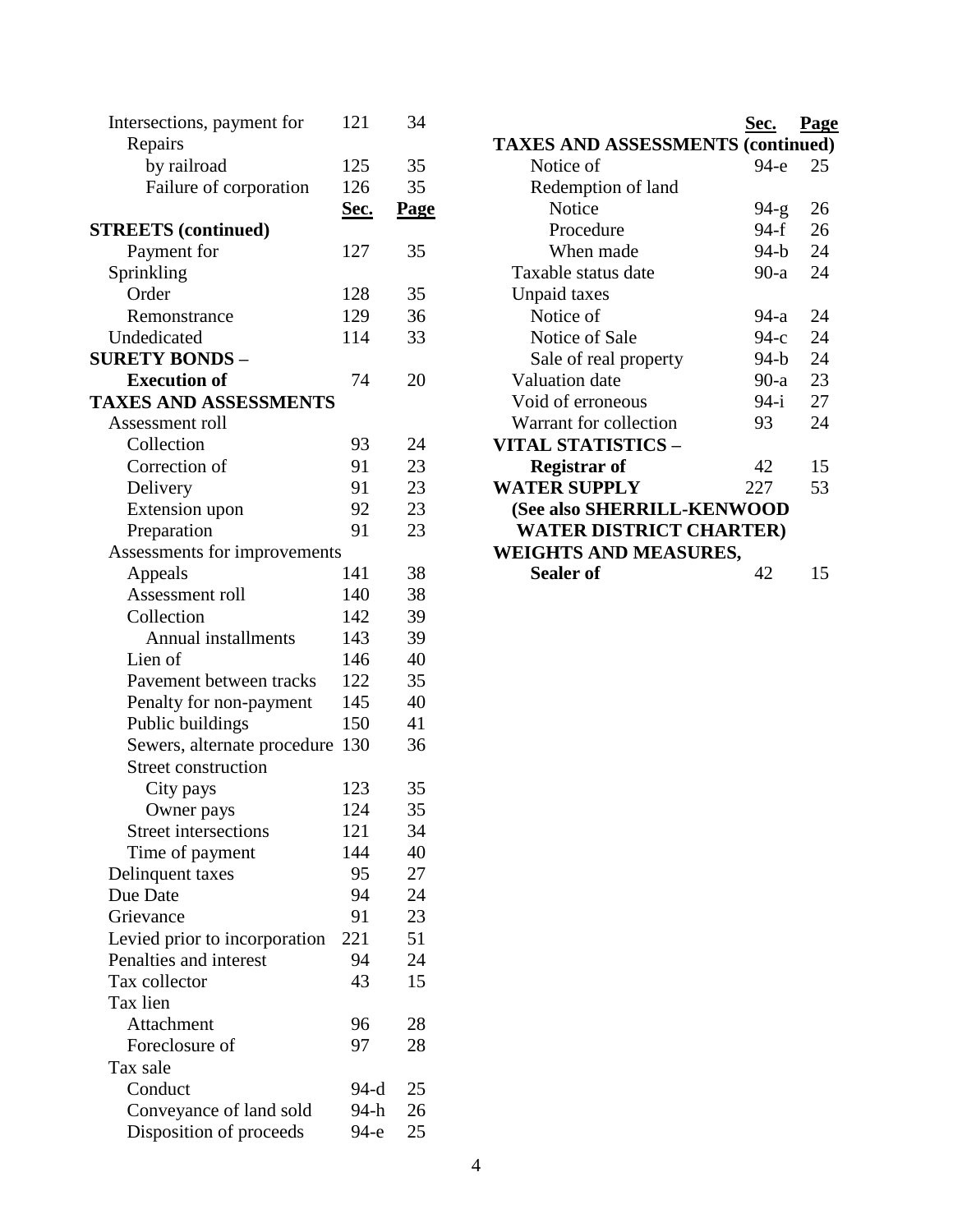| | Sec. | Page |
|---|---|---|
| Intersections, payment for | 121 | 34 |
| Repairs | | |
| by railroad | 125 | 35 |
| Failure of corporation | 126 | 35 |
| **STREETS (continued)** | | |
| Payment for | 127 | 35 |
| Sprinkling | | |
| Order | 128 | 35 |
| Remonstrance | 129 | 36 |
| Undedicated | 114 | 33 |
| **SURETY BONDS – Execution of** | 74 | 20 |
| **TAXES AND ASSESSMENTS** | | |
| Assessment roll | | |
| Collection | 93 | 24 |
| Correction of | 91 | 23 |
| Delivery | 91 | 23 |
| Extension upon | 92 | 23 |
| Preparation | 91 | 23 |
| Assessments for improvements | | |
| Appeals | 141 | 38 |
| Assessment roll | 140 | 38 |
| Collection | 142 | 39 |
| Annual installments | 143 | 39 |
| Lien of | 146 | 40 |
| Pavement between tracks | 122 | 35 |
| Penalty for non-payment | 145 | 40 |
| Public buildings | 150 | 41 |
| Sewers, alternate procedure | 130 | 36 |
| Street construction | | |
| City pays | 123 | 35 |
| Owner pays | 124 | 35 |
| Street intersections | 121 | 34 |
| Time of payment | 144 | 40 |
| Delinquent taxes | 95 | 27 |
| Due Date | 94 | 24 |
| Grievance | 91 | 23 |
| Levied prior to incorporation | 221 | 51 |
| Penalties and interest | 94 | 24 |
| Tax collector | 43 | 15 |
| Tax lien | | |
| Attachment | 96 | 28 |
| Foreclosure of | 97 | 28 |
| Tax sale | | |
| Conduct | 94-d | 25 |
| Conveyance of land sold | 94-h | 26 |
| Disposition of proceeds | 94-e | 25 |
| **TAXES AND ASSESSMENTS (continued)** | | |
| Notice of | 94-e | 25 |
| Redemption of land | | |
| Notice | 94-g | 26 |
| Procedure | 94-f | 26 |
| When made | 94-b | 24 |
| Taxable status date | 90-a | 24 |
| Unpaid taxes | | |
| Notice of | 94-a | 24 |
| Notice of Sale | 94-c | 24 |
| Sale of real property | 94-b | 24 |
| Valuation date | 90-a | 23 |
| Void of erroneous | 94-i | 27 |
| Warrant for collection | 93 | 24 |
| **VITAL STATISTICS – Registrar of** | 42 | 15 |
| **WATER SUPPLY** | 227 | 53 |
| **(See also SHERRILL-KENWOOD WATER DISTRICT CHARTER)** | | |
| **WEIGHTS AND MEASURES, Sealer of** | 42 | 15 |